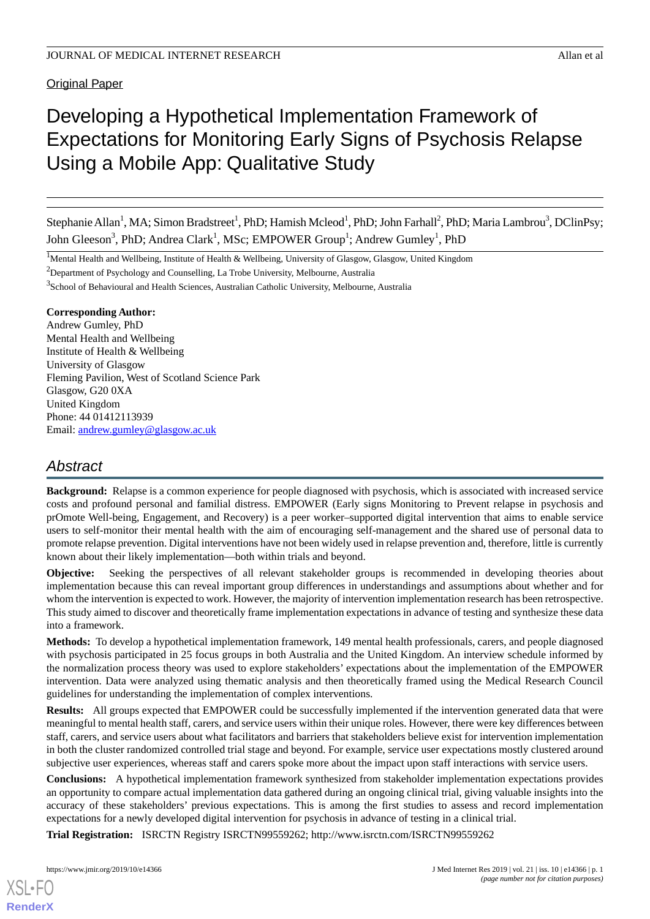Original Paper

# Developing a Hypothetical Implementation Framework of Expectations for Monitoring Early Signs of Psychosis Relapse Using a Mobile App: Qualitative Study

Stephanie Allan[1], MA; Simon Bradstreet[1], PhD; Hamish Mcleod[1], PhD; John Farhall[2], PhD; Maria Lambrou[3], DClinPsy; John Gleeson[3], PhD; Andrea Clark[1], MSc; EMPOWER Group[1]; Andrew Gumley[1], PhD

[1]Mental Health and Wellbeing, Institute of Health & Wellbeing, University of Glasgow, Glasgow, United Kingdom

[2]Department of Psychology and Counselling, La Trobe University, Melbourne, Australia

[3]School of Behavioural and Health Sciences, Australian Catholic University, Melbourne, Australia

**Corresponding Author:**
Andrew Gumley, PhD
Mental Health and Wellbeing
Institute of Health & Wellbeing
University of Glasgow
Fleming Pavilion, West of Scotland Science Park
Glasgow, G20 0XA
United Kingdom
Phone: 44 01412113939
Email: andrew.gumley@glasgow.ac.uk

## Abstract

**Background:** Relapse is a common experience for people diagnosed with psychosis, which is associated with increased service costs and profound personal and familial distress. EMPOWER (Early signs Monitoring to Prevent relapse in psychosis and prOmote Well-being, Engagement, and Recovery) is a peer worker–supported digital intervention that aims to enable service users to self-monitor their mental health with the aim of encouraging self-management and the shared use of personal data to promote relapse prevention. Digital interventions have not been widely used in relapse prevention and, therefore, little is currently known about their likely implementation—both within trials and beyond.

**Objective:** Seeking the perspectives of all relevant stakeholder groups is recommended in developing theories about implementation because this can reveal important group differences in understandings and assumptions about whether and for whom the intervention is expected to work. However, the majority of intervention implementation research has been retrospective. This study aimed to discover and theoretically frame implementation expectations in advance of testing and synthesize these data into a framework.

**Methods:** To develop a hypothetical implementation framework, 149 mental health professionals, carers, and people diagnosed with psychosis participated in 25 focus groups in both Australia and the United Kingdom. An interview schedule informed by the normalization process theory was used to explore stakeholders' expectations about the implementation of the EMPOWER intervention. Data were analyzed using thematic analysis and then theoretically framed using the Medical Research Council guidelines for understanding the implementation of complex interventions.

**Results:** All groups expected that EMPOWER could be successfully implemented if the intervention generated data that were meaningful to mental health staff, carers, and service users within their unique roles. However, there were key differences between staff, carers, and service users about what facilitators and barriers that stakeholders believe exist for intervention implementation in both the cluster randomized controlled trial stage and beyond. For example, service user expectations mostly clustered around subjective user experiences, whereas staff and carers spoke more about the impact upon staff interactions with service users.

**Conclusions:** A hypothetical implementation framework synthesized from stakeholder implementation expectations provides an opportunity to compare actual implementation data gathered during an ongoing clinical trial, giving valuable insights into the accuracy of these stakeholders' previous expectations. This is among the first studies to assess and record implementation expectations for a newly developed digital intervention for psychosis in advance of testing in a clinical trial.

**Trial Registration:** ISRCTN Registry ISRCTN99559262; http://www.isrctn.com/ISRCTN99559262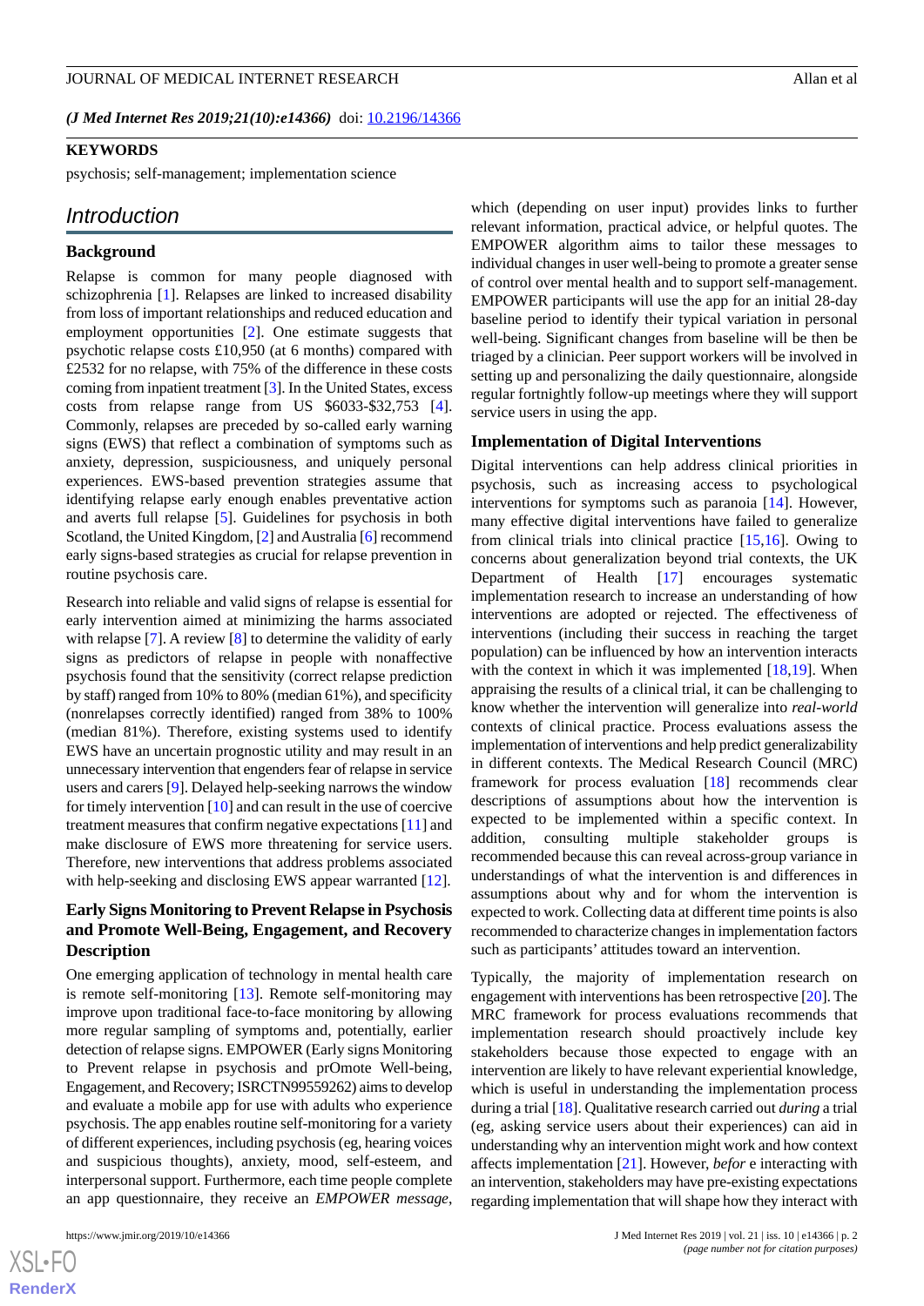**KEYWORDS**

psychosis; self-management; implementation science

## Introduction

### Background

Relapse is common for many people diagnosed with schizophrenia [1]. Relapses are linked to increased disability from loss of important relationships and reduced education and employment opportunities [2]. One estimate suggests that psychotic relapse costs £10,950 (at 6 months) compared with £2532 for no relapse, with 75% of the difference in these costs coming from inpatient treatment [3]. In the United States, excess costs from relapse range from US $6033-$32,753 [4]. Commonly, relapses are preceded by so-called early warning signs (EWS) that reflect a combination of symptoms such as anxiety, depression, suspiciousness, and uniquely personal experiences. EWS-based prevention strategies assume that identifying relapse early enough enables preventative action and averts full relapse [5]. Guidelines for psychosis in both Scotland, the United Kingdom, [2] and Australia [6] recommend early signs-based strategies as crucial for relapse prevention in routine psychosis care.

Research into reliable and valid signs of relapse is essential for early intervention aimed at minimizing the harms associated with relapse [7]. A review [8] to determine the validity of early signs as predictors of relapse in people with nonaffective psychosis found that the sensitivity (correct relapse prediction by staff) ranged from 10% to 80% (median 61%), and specificity (nonrelapses correctly identified) ranged from 38% to 100% (median 81%). Therefore, existing systems used to identify EWS have an uncertain prognostic utility and may result in an unnecessary intervention that engenders fear of relapse in service users and carers [9]. Delayed help-seeking narrows the window for timely intervention [10] and can result in the use of coercive treatment measures that confirm negative expectations [11] and make disclosure of EWS more threatening for service users. Therefore, new interventions that address problems associated with help-seeking and disclosing EWS appear warranted [12].

### Early Signs Monitoring to Prevent Relapse in Psychosis and Promote Well-Being, Engagement, and Recovery Description

One emerging application of technology in mental health care is remote self-monitoring [13]. Remote self-monitoring may improve upon traditional face-to-face monitoring by allowing more regular sampling of symptoms and, potentially, earlier detection of relapse signs. EMPOWER (Early signs Monitoring to Prevent relapse in psychosis and prOmote Well-being, Engagement, and Recovery; ISRCTN99559262) aims to develop and evaluate a mobile app for use with adults who experience psychosis. The app enables routine self-monitoring for a variety of different experiences, including psychosis (eg, hearing voices and suspicious thoughts), anxiety, mood, self-esteem, and interpersonal support. Furthermore, each time people complete an app questionnaire, they receive an *EMPOWER message*, which (depending on user input) provides links to further relevant information, practical advice, or helpful quotes. The EMPOWER algorithm aims to tailor these messages to individual changes in user well-being to promote a greater sense of control over mental health and to support self-management. EMPOWER participants will use the app for an initial 28-day baseline period to identify their typical variation in personal well-being. Significant changes from baseline will be then be triaged by a clinician. Peer support workers will be involved in setting up and personalizing the daily questionnaire, alongside regular fortnightly follow-up meetings where they will support service users in using the app.

### Implementation of Digital Interventions

Digital interventions can help address clinical priorities in psychosis, such as increasing access to psychological interventions for symptoms such as paranoia [14]. However, many effective digital interventions have failed to generalize from clinical trials into clinical practice [15,16]. Owing to concerns about generalization beyond trial contexts, the UK Department of Health [17] encourages systematic implementation research to increase an understanding of how interventions are adopted or rejected. The effectiveness of interventions (including their success in reaching the target population) can be influenced by how an intervention interacts with the context in which it was implemented [18,19]. When appraising the results of a clinical trial, it can be challenging to know whether the intervention will generalize into *real-world* contexts of clinical practice. Process evaluations assess the implementation of interventions and help predict generalizability in different contexts. The Medical Research Council (MRC) framework for process evaluation [18] recommends clear descriptions of assumptions about how the intervention is expected to be implemented within a specific context. In addition, consulting multiple stakeholder groups is recommended because this can reveal across-group variance in understandings of what the intervention is and differences in assumptions about why and for whom the intervention is expected to work. Collecting data at different time points is also recommended to characterize changes in implementation factors such as participants' attitudes toward an intervention.

Typically, the majority of implementation research on engagement with interventions has been retrospective [20]. The MRC framework for process evaluations recommends that implementation research should proactively include key stakeholders because those expected to engage with an intervention are likely to have relevant experiential knowledge, which is useful in understanding the implementation process during a trial [18]. Qualitative research carried out *during* a trial (eg, asking service users about their experiences) can aid in understanding why an intervention might work and how context affects implementation [21]. However, *befor* e interacting with an intervention, stakeholders may have pre-existing expectations regarding implementation that will shape how they interact with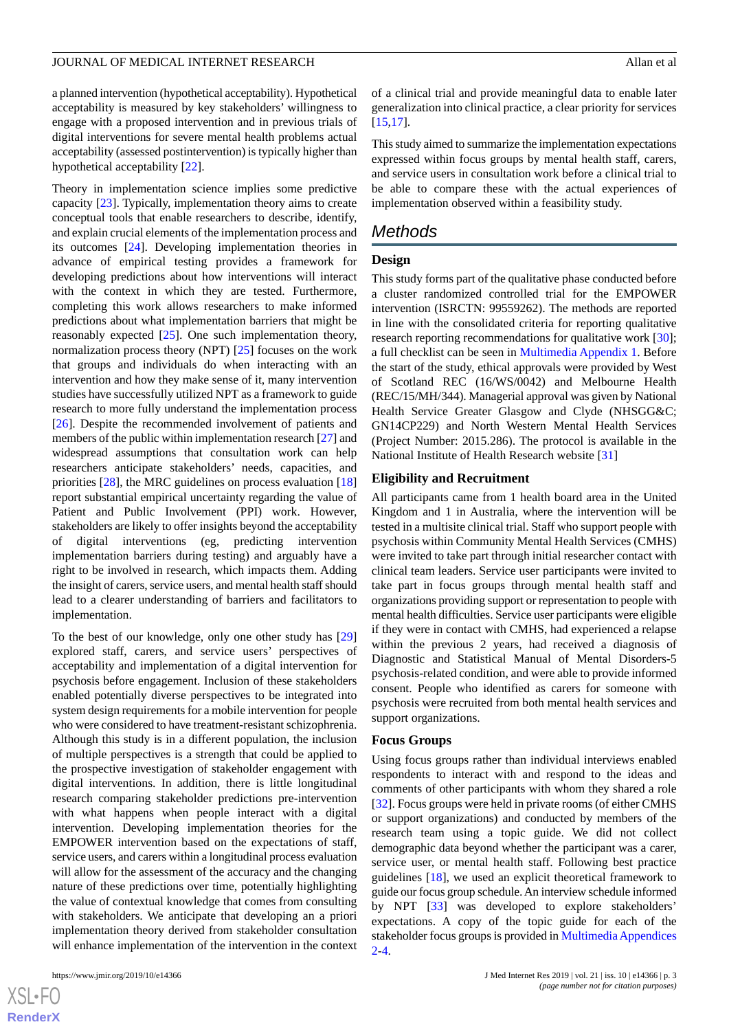a planned intervention (hypothetical acceptability). Hypothetical acceptability is measured by key stakeholders' willingness to engage with a proposed intervention and in previous trials of digital interventions for severe mental health problems actual acceptability (assessed postintervention) is typically higher than hypothetical acceptability [22].

Theory in implementation science implies some predictive capacity [23]. Typically, implementation theory aims to create conceptual tools that enable researchers to describe, identify, and explain crucial elements of the implementation process and its outcomes [24]. Developing implementation theories in advance of empirical testing provides a framework for developing predictions about how interventions will interact with the context in which they are tested. Furthermore, completing this work allows researchers to make informed predictions about what implementation barriers that might be reasonably expected [25]. One such implementation theory, normalization process theory (NPT) [25] focuses on the work that groups and individuals do when interacting with an intervention and how they make sense of it, many intervention studies have successfully utilized NPT as a framework to guide research to more fully understand the implementation process [26]. Despite the recommended involvement of patients and members of the public within implementation research [27] and widespread assumptions that consultation work can help researchers anticipate stakeholders' needs, capacities, and priorities [28], the MRC guidelines on process evaluation [18] report substantial empirical uncertainty regarding the value of Patient and Public Involvement (PPI) work. However, stakeholders are likely to offer insights beyond the acceptability of digital interventions (eg, predicting intervention implementation barriers during testing) and arguably have a right to be involved in research, which impacts them. Adding the insight of carers, service users, and mental health staff should lead to a clearer understanding of barriers and facilitators to implementation.

To the best of our knowledge, only one other study has [29] explored staff, carers, and service users' perspectives of acceptability and implementation of a digital intervention for psychosis before engagement. Inclusion of these stakeholders enabled potentially diverse perspectives to be integrated into system design requirements for a mobile intervention for people who were considered to have treatment-resistant schizophrenia. Although this study is in a different population, the inclusion of multiple perspectives is a strength that could be applied to the prospective investigation of stakeholder engagement with digital interventions. In addition, there is little longitudinal research comparing stakeholder predictions pre-intervention with what happens when people interact with a digital intervention. Developing implementation theories for the EMPOWER intervention based on the expectations of staff, service users, and carers within a longitudinal process evaluation will allow for the assessment of the accuracy and the changing nature of these predictions over time, potentially highlighting the value of contextual knowledge that comes from consulting with stakeholders. We anticipate that developing an a priori implementation theory derived from stakeholder consultation will enhance implementation of the intervention in the context of a clinical trial and provide meaningful data to enable later generalization into clinical practice, a clear priority for services [15,17].

This study aimed to summarize the implementation expectations expressed within focus groups by mental health staff, carers, and service users in consultation work before a clinical trial to be able to compare these with the actual experiences of implementation observed within a feasibility study.

## Methods

### Design

This study forms part of the qualitative phase conducted before a cluster randomized controlled trial for the EMPOWER intervention (ISRCTN: 99559262). The methods are reported in line with the consolidated criteria for reporting qualitative research reporting recommendations for qualitative work [30]; a full checklist can be seen in Multimedia Appendix 1. Before the start of the study, ethical approvals were provided by West of Scotland REC (16/WS/0042) and Melbourne Health (REC/15/MH/344). Managerial approval was given by National Health Service Greater Glasgow and Clyde (NHSGG&C; GN14CP229) and North Western Mental Health Services (Project Number: 2015.286). The protocol is available in the National Institute of Health Research website [31]

### Eligibility and Recruitment

All participants came from 1 health board area in the United Kingdom and 1 in Australia, where the intervention will be tested in a multisite clinical trial. Staff who support people with psychosis within Community Mental Health Services (CMHS) were invited to take part through initial researcher contact with clinical team leaders. Service user participants were invited to take part in focus groups through mental health staff and organizations providing support or representation to people with mental health difficulties. Service user participants were eligible if they were in contact with CMHS, had experienced a relapse within the previous 2 years, had received a diagnosis of Diagnostic and Statistical Manual of Mental Disorders-5 psychosis-related condition, and were able to provide informed consent. People who identified as carers for someone with psychosis were recruited from both mental health services and support organizations.

### Focus Groups

Using focus groups rather than individual interviews enabled respondents to interact with and respond to the ideas and comments of other participants with whom they shared a role [32]. Focus groups were held in private rooms (of either CMHS or support organizations) and conducted by members of the research team using a topic guide. We did not collect demographic data beyond whether the participant was a carer, service user, or mental health staff. Following best practice guidelines [18], we used an explicit theoretical framework to guide our focus group schedule. An interview schedule informed by NPT [33] was developed to explore stakeholders' expectations. A copy of the topic guide for each of the stakeholder focus groups is provided in Multimedia Appendices 2-4.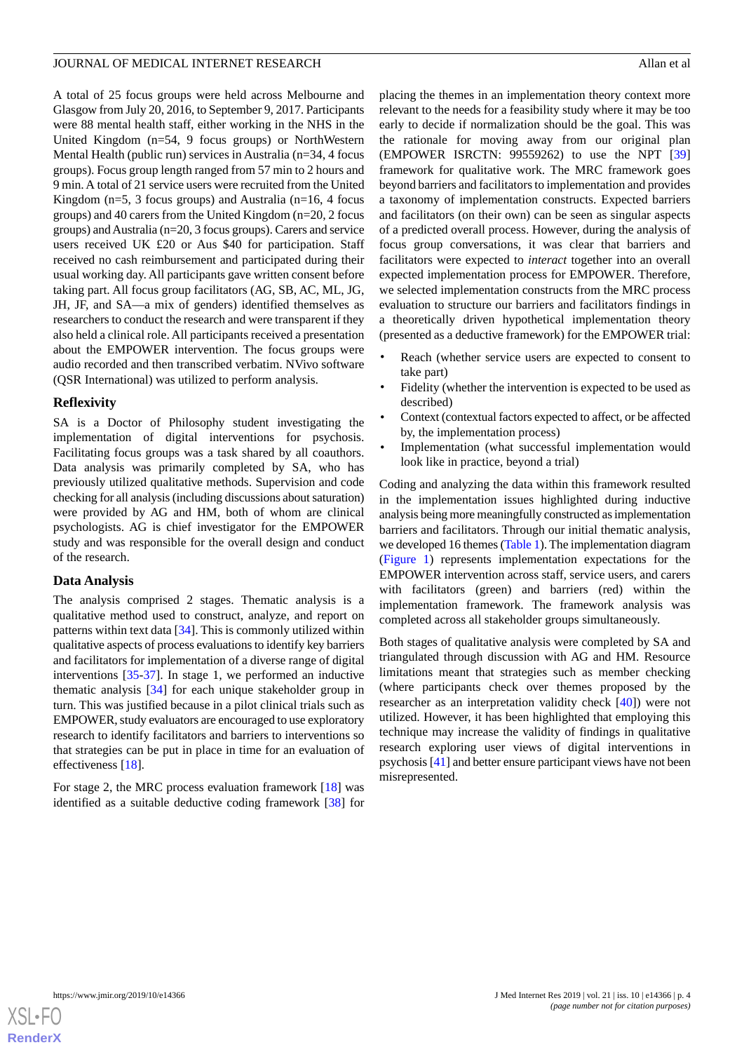A total of 25 focus groups were held across Melbourne and Glasgow from July 20, 2016, to September 9, 2017. Participants were 88 mental health staff, either working in the NHS in the United Kingdom (n=54, 9 focus groups) or NorthWestern Mental Health (public run) services in Australia (n=34, 4 focus groups). Focus group length ranged from 57 min to 2 hours and 9 min. A total of 21 service users were recruited from the United Kingdom (n=5, 3 focus groups) and Australia (n=16, 4 focus groups) and 40 carers from the United Kingdom (n=20, 2 focus groups) and Australia (n=20, 3 focus groups). Carers and service users received UK £20 or Aus $40 for participation. Staff received no cash reimbursement and participated during their usual working day. All participants gave written consent before taking part. All focus group facilitators (AG, SB, AC, ML, JG, JH, JF, and SA—a mix of genders) identified themselves as researchers to conduct the research and were transparent if they also held a clinical role. All participants received a presentation about the EMPOWER intervention. The focus groups were audio recorded and then transcribed verbatim. NVivo software (QSR International) was utilized to perform analysis.

### Reflexivity

SA is a Doctor of Philosophy student investigating the implementation of digital interventions for psychosis. Facilitating focus groups was a task shared by all coauthors. Data analysis was primarily completed by SA, who has previously utilized qualitative methods. Supervision and code checking for all analysis (including discussions about saturation) were provided by AG and HM, both of whom are clinical psychologists. AG is chief investigator for the EMPOWER study and was responsible for the overall design and conduct of the research.

### Data Analysis

The analysis comprised 2 stages. Thematic analysis is a qualitative method used to construct, analyze, and report on patterns within text data [34]. This is commonly utilized within qualitative aspects of process evaluations to identify key barriers and facilitators for implementation of a diverse range of digital interventions [35-37]. In stage 1, we performed an inductive thematic analysis [34] for each unique stakeholder group in turn. This was justified because in a pilot clinical trials such as EMPOWER, study evaluators are encouraged to use exploratory research to identify facilitators and barriers to interventions so that strategies can be put in place in time for an evaluation of effectiveness [18].

For stage 2, the MRC process evaluation framework [18] was identified as a suitable deductive coding framework [38] for placing the themes in an implementation theory context more relevant to the needs for a feasibility study where it may be too early to decide if normalization should be the goal. This was the rationale for moving away from our original plan (EMPOWER ISRCTN: 99559262) to use the NPT [39] framework for qualitative work. The MRC framework goes beyond barriers and facilitators to implementation and provides a taxonomy of implementation constructs. Expected barriers and facilitators (on their own) can be seen as singular aspects of a predicted overall process. However, during the analysis of focus group conversations, it was clear that barriers and facilitators were expected to *interact* together into an overall expected implementation process for EMPOWER. Therefore, we selected implementation constructs from the MRC process evaluation to structure our barriers and facilitators findings in a theoretically driven hypothetical implementation theory (presented as a deductive framework) for the EMPOWER trial:

- Reach (whether service users are expected to consent to take part)
- Fidelity (whether the intervention is expected to be used as described)
- Context (contextual factors expected to affect, or be affected by, the implementation process)
- Implementation (what successful implementation would look like in practice, beyond a trial)

Coding and analyzing the data within this framework resulted in the implementation issues highlighted during inductive analysis being more meaningfully constructed as implementation barriers and facilitators. Through our initial thematic analysis, we developed 16 themes (Table 1). The implementation diagram (Figure 1) represents implementation expectations for the EMPOWER intervention across staff, service users, and carers with facilitators (green) and barriers (red) within the implementation framework. The framework analysis was completed across all stakeholder groups simultaneously.

Both stages of qualitative analysis were completed by SA and triangulated through discussion with AG and HM. Resource limitations meant that strategies such as member checking (where participants check over themes proposed by the researcher as an interpretation validity check [40]) were not utilized. However, it has been highlighted that employing this technique may increase the validity of findings in qualitative research exploring user views of digital interventions in psychosis [41] and better ensure participant views have not been misrepresented.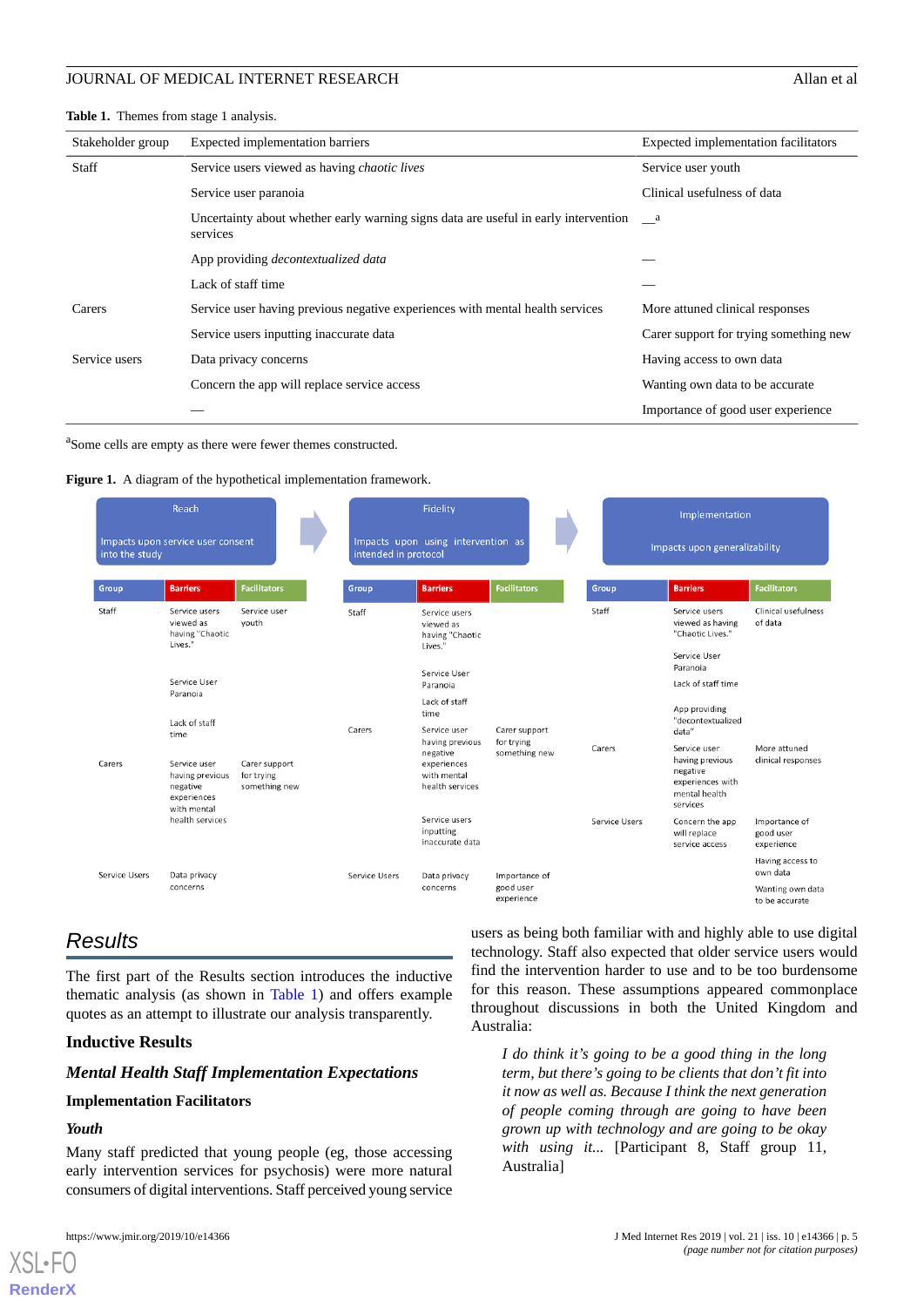**Table 1.** Themes from stage 1 analysis.

| Stakeholder group | Expected implementation barriers | Expected implementation facilitators |
|---|---|---|
| Staff | Service users viewed as having *chaotic lives* | Service user youth |
| | Service user paranoia | Clinical usefulness of data |
| | Uncertainty about whether early warning signs data are useful in early intervention services | —[a] |
| | App providing *decontextualized data* | — |
| | Lack of staff time | — |
| Carers | Service user having previous negative experiences with mental health services | More attuned clinical responses |
| | Service users inputting inaccurate data | Carer support for trying something new |
| Service users | Data privacy concerns | Having access to own data |
| | Concern the app will replace service access | Wanting own data to be accurate |
| | — | Importance of good user experience |

[a]Some cells are empty as there were fewer themes constructed.

**Figure 1.** A diagram of the hypothetical implementation framework.

**Reach** — Impacts upon service user consent into the study

| Group | Barriers | Facilitators |
|---|---|---|
| Staff | Service users viewed as having "Chaotic Lives." | Service user youth |
| | Service User Paranoia | |
| | Lack of staff time | |
| Carers | Service user having previous negative experiences with mental health services | Carer support for trying something new |
| Service Users | Data privacy concerns | |

**Fidelity** — Impacts upon using intervention as intended in protocol

| Group | Barriers | Facilitators |
|---|---|---|
| Staff | Service users viewed as having "Chaotic Lives." | |
| | Service User Paranoia | |
| | Lack of staff time | |
| Carers | Service user having previous negative experiences with mental health services | Carer support for trying something new |
| | Service users inputting inaccurate data | |
| Service Users | Data privacy concerns | Importance of good user experience |

**Implementation** — Impacts upon generalizability

| Group | Barriers | Facilitators |
|---|---|---|
| Staff | Service users viewed as having "Chaotic Lives." | Clinical usefulness of data |
| | Service User Paranoia | |
| | Lack of staff time | |
| | App providing "decontextualized data" | |
| Carers | Service user having previous negative experiences with mental health services | More attuned clinical responses |
| Service Users | Concern the app will replace service access | Importance of good user experience |
| | | Having access to own data |
| | | Wanting own data to be accurate |

## Results

The first part of the Results section introduces the inductive thematic analysis (as shown in Table 1) and offers example quotes as an attempt to illustrate our analysis transparently.

### Inductive Results

#### *Mental Health Staff Implementation Expectations*

##### Implementation Facilitators

###### *Youth*

Many staff predicted that young people (eg, those accessing early intervention services for psychosis) were more natural consumers of digital interventions. Staff perceived young service users as being both familiar with and highly able to use digital technology. Staff also expected that older service users would find the intervention harder to use and to be too burdensome for this reason. These assumptions appeared commonplace throughout discussions in both the United Kingdom and Australia:

> *I do think it's going to be a good thing in the long term, but there's going to be clients that don't fit into it now as well as. Because I think the next generation of people coming through are going to have been grown up with technology and are going to be okay with using it...* [Participant 8, Staff group 11, Australia]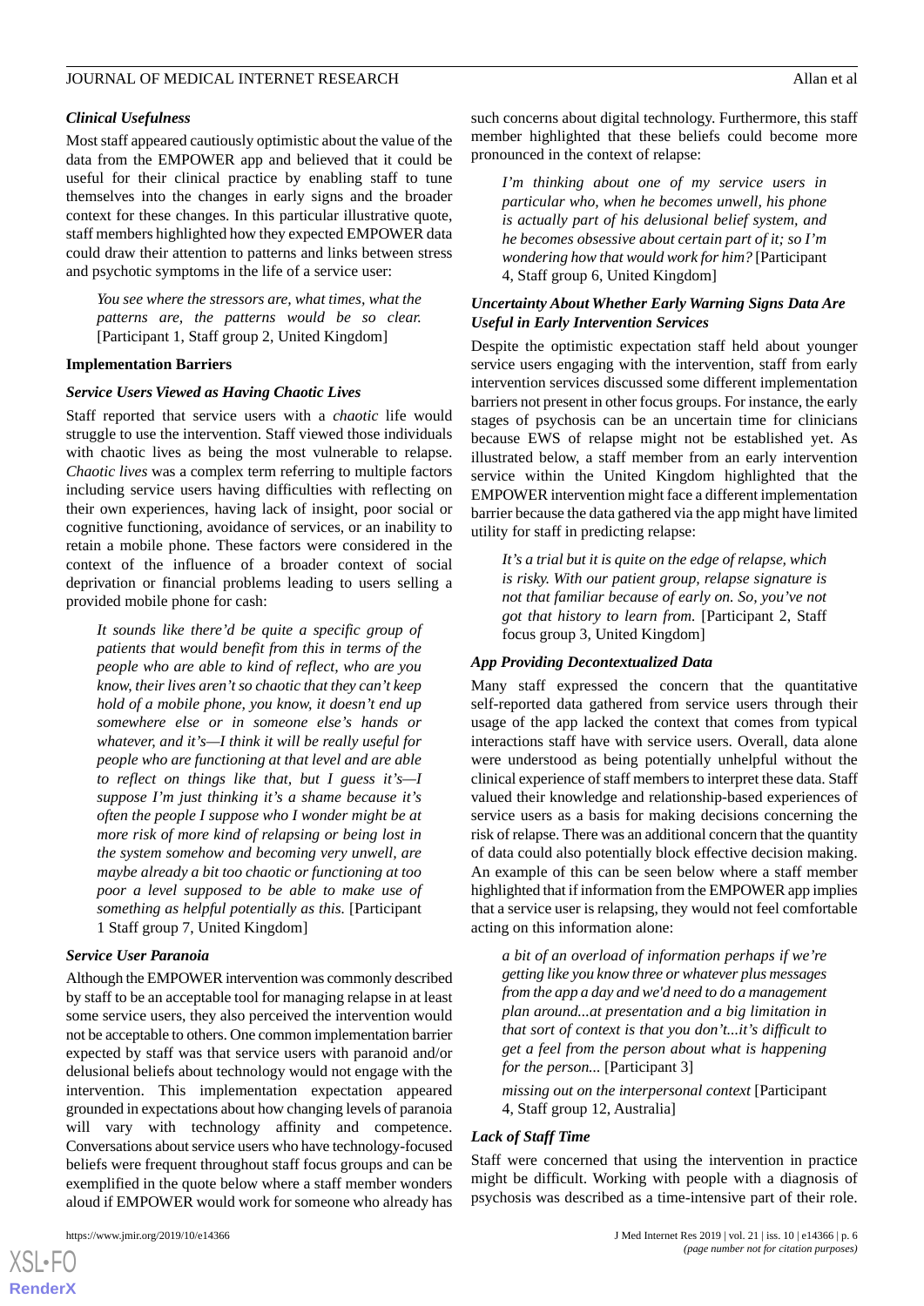### *Clinical Usefulness*

Most staff appeared cautiously optimistic about the value of the data from the EMPOWER app and believed that it could be useful for their clinical practice by enabling staff to tune themselves into the changes in early signs and the broader context for these changes. In this particular illustrative quote, staff members highlighted how they expected EMPOWER data could draw their attention to patterns and links between stress and psychotic symptoms in the life of a service user:

> *You see where the stressors are, what times, what the patterns are, the patterns would be so clear.* [Participant 1, Staff group 2, United Kingdom]

### Implementation Barriers

#### *Service Users Viewed as Having Chaotic Lives*

Staff reported that service users with a *chaotic* life would struggle to use the intervention. Staff viewed those individuals with chaotic lives as being the most vulnerable to relapse. *Chaotic lives* was a complex term referring to multiple factors including service users having difficulties with reflecting on their own experiences, having lack of insight, poor social or cognitive functioning, avoidance of services, or an inability to retain a mobile phone. These factors were considered in the context of the influence of a broader context of social deprivation or financial problems leading to users selling a provided mobile phone for cash:

> *It sounds like there'd be quite a specific group of patients that would benefit from this in terms of the people who are able to kind of reflect, who are you know, their lives aren't so chaotic that they can't keep hold of a mobile phone, you know, it doesn't end up somewhere else or in someone else's hands or whatever, and it's—I think it will be really useful for people who are functioning at that level and are able to reflect on things like that, but I guess it's—I suppose I'm just thinking it's a shame because it's often the people I suppose who I wonder might be at more risk of more kind of relapsing or being lost in the system somehow and becoming very unwell, are maybe already a bit too chaotic or functioning at too poor a level supposed to be able to make use of something as helpful potentially as this.* [Participant 1 Staff group 7, United Kingdom]

#### *Service User Paranoia*

Although the EMPOWER intervention was commonly described by staff to be an acceptable tool for managing relapse in at least some service users, they also perceived the intervention would not be acceptable to others. One common implementation barrier expected by staff was that service users with paranoid and/or delusional beliefs about technology would not engage with the intervention. This implementation expectation appeared grounded in expectations about how changing levels of paranoia will vary with technology affinity and competence. Conversations about service users who have technology-focused beliefs were frequent throughout staff focus groups and can be exemplified in the quote below where a staff member wonders aloud if EMPOWER would work for someone who already has such concerns about digital technology. Furthermore, this staff member highlighted that these beliefs could become more pronounced in the context of relapse:

> *I'm thinking about one of my service users in particular who, when he becomes unwell, his phone is actually part of his delusional belief system, and he becomes obsessive about certain part of it; so I'm wondering how that would work for him?* [Participant 4, Staff group 6, United Kingdom]

#### *Uncertainty About Whether Early Warning Signs Data Are Useful in Early Intervention Services*

Despite the optimistic expectation staff held about younger service users engaging with the intervention, staff from early intervention services discussed some different implementation barriers not present in other focus groups. For instance, the early stages of psychosis can be an uncertain time for clinicians because EWS of relapse might not be established yet. As illustrated below, a staff member from an early intervention service within the United Kingdom highlighted that the EMPOWER intervention might face a different implementation barrier because the data gathered via the app might have limited utility for staff in predicting relapse:

> *It's a trial but it is quite on the edge of relapse, which is risky. With our patient group, relapse signature is not that familiar because of early on. So, you've not got that history to learn from.* [Participant 2, Staff focus group 3, United Kingdom]

#### *App Providing Decontextualized Data*

Many staff expressed the concern that the quantitative self-reported data gathered from service users through their usage of the app lacked the context that comes from typical interactions staff have with service users. Overall, data alone were understood as being potentially unhelpful without the clinical experience of staff members to interpret these data. Staff valued their knowledge and relationship-based experiences of service users as a basis for making decisions concerning the risk of relapse. There was an additional concern that the quantity of data could also potentially block effective decision making. An example of this can be seen below where a staff member highlighted that if information from the EMPOWER app implies that a service user is relapsing, they would not feel comfortable acting on this information alone:

> *a bit of an overload of information perhaps if we're getting like you know three or whatever plus messages from the app a day and we'd need to do a management plan around...at presentation and a big limitation in that sort of context is that you don't...it's difficult to get a feel from the person about what is happening for the person...* [Participant 3]
>
> *missing out on the interpersonal context* [Participant 4, Staff group 12, Australia]

#### *Lack of Staff Time*

Staff were concerned that using the intervention in practice might be difficult. Working with people with a diagnosis of psychosis was described as a time-intensive part of their role.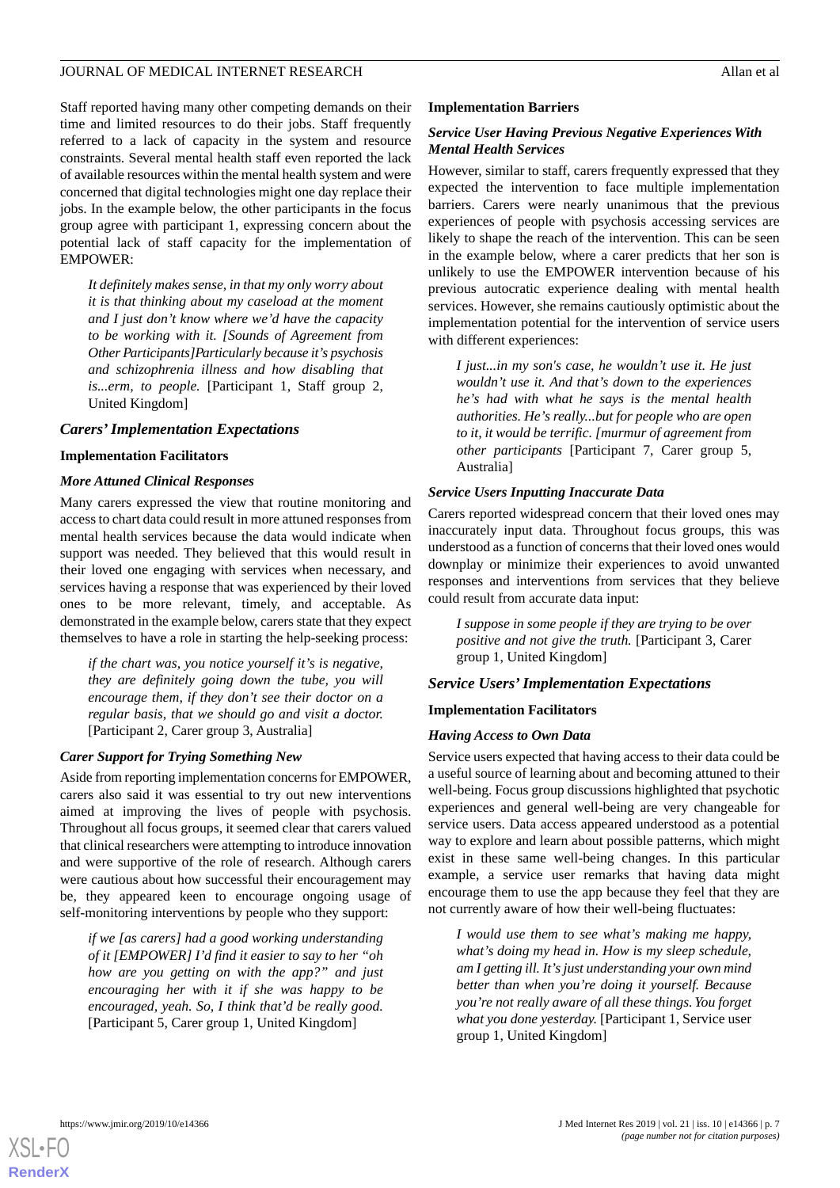Staff reported having many other competing demands on their time and limited resources to do their jobs. Staff frequently referred to a lack of capacity in the system and resource constraints. Several mental health staff even reported the lack of available resources within the mental health system and were concerned that digital technologies might one day replace their jobs. In the example below, the other participants in the focus group agree with participant 1, expressing concern about the potential lack of staff capacity for the implementation of EMPOWER:

> *It definitely makes sense, in that my only worry about it is that thinking about my caseload at the moment and I just don't know where we'd have the capacity to be working with it. [Sounds of Agreement from Other Participants]Particularly because it's psychosis and schizophrenia illness and how disabling that is...erm, to people.* [Participant 1, Staff group 2, United Kingdom]

### *Carers' Implementation Expectations*

#### Implementation Facilitators

##### *More Attuned Clinical Responses*

Many carers expressed the view that routine monitoring and access to chart data could result in more attuned responses from mental health services because the data would indicate when support was needed. They believed that this would result in their loved one engaging with services when necessary, and services having a response that was experienced by their loved ones to be more relevant, timely, and acceptable. As demonstrated in the example below, carers state that they expect themselves to have a role in starting the help-seeking process:

> *if the chart was, you notice yourself it's is negative, they are definitely going down the tube, you will encourage them, if they don't see their doctor on a regular basis, that we should go and visit a doctor.* [Participant 2, Carer group 3, Australia]

##### *Carer Support for Trying Something New*

Aside from reporting implementation concerns for EMPOWER, carers also said it was essential to try out new interventions aimed at improving the lives of people with psychosis. Throughout all focus groups, it seemed clear that carers valued that clinical researchers were attempting to introduce innovation and were supportive of the role of research. Although carers were cautious about how successful their encouragement may be, they appeared keen to encourage ongoing usage of self-monitoring interventions by people who they support:

> *if we [as carers] had a good working understanding of it [EMPOWER] I'd find it easier to say to her "oh how are you getting on with the app?" and just encouraging her with it if she was happy to be encouraged, yeah. So, I think that'd be really good.* [Participant 5, Carer group 1, United Kingdom]

#### Implementation Barriers

##### *Service User Having Previous Negative Experiences With Mental Health Services*

However, similar to staff, carers frequently expressed that they expected the intervention to face multiple implementation barriers. Carers were nearly unanimous that the previous experiences of people with psychosis accessing services are likely to shape the reach of the intervention. This can be seen in the example below, where a carer predicts that her son is unlikely to use the EMPOWER intervention because of his previous autocratic experience dealing with mental health services. However, she remains cautiously optimistic about the implementation potential for the intervention of service users with different experiences:

> *I just...in my son's case, he wouldn't use it. He just wouldn't use it. And that's down to the experiences he's had with what he says is the mental health authorities. He's really...but for people who are open to it, it would be terrific. [murmur of agreement from other participants* [Participant 7, Carer group 5, Australia]

##### *Service Users Inputting Inaccurate Data*

Carers reported widespread concern that their loved ones may inaccurately input data. Throughout focus groups, this was understood as a function of concerns that their loved ones would downplay or minimize their experiences to avoid unwanted responses and interventions from services that they believe could result from accurate data input:

> *I suppose in some people if they are trying to be over positive and not give the truth.* [Participant 3, Carer group 1, United Kingdom]

### *Service Users' Implementation Expectations*

#### Implementation Facilitators

##### *Having Access to Own Data*

Service users expected that having access to their data could be a useful source of learning about and becoming attuned to their well-being. Focus group discussions highlighted that psychotic experiences and general well-being are very changeable for service users. Data access appeared understood as a potential way to explore and learn about possible patterns, which might exist in these same well-being changes. In this particular example, a service user remarks that having data might encourage them to use the app because they feel that they are not currently aware of how their well-being fluctuates:

> *I would use them to see what's making me happy, what's doing my head in. How is my sleep schedule, am I getting ill. It's just understanding your own mind better than when you're doing it yourself. Because you're not really aware of all these things. You forget what you done yesterday.* [Participant 1, Service user group 1, United Kingdom]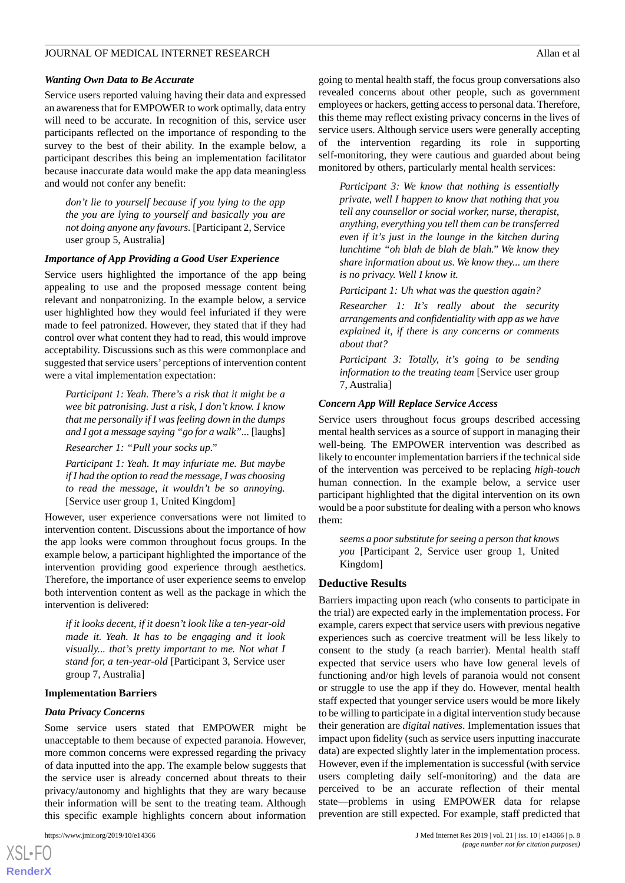#### Wanting Own Data to Be Accurate

Service users reported valuing having their data and expressed an awareness that for EMPOWER to work optimally, data entry will need to be accurate. In recognition of this, service user participants reflected on the importance of responding to the survey to the best of their ability. In the example below, a participant describes this being an implementation facilitator because inaccurate data would make the app data meaningless and would not confer any benefit:

> *don't lie to yourself because if you lying to the app the you are lying to yourself and basically you are not doing anyone any favours.* [Participant 2, Service user group 5, Australia]

#### Importance of App Providing a Good User Experience

Service users highlighted the importance of the app being appealing to use and the proposed message content being relevant and nonpatronizing. In the example below, a service user highlighted how they would feel infuriated if they were made to feel patronized. However, they stated that if they had control over what content they had to read, this would improve acceptability. Discussions such as this were commonplace and suggested that service users' perceptions of intervention content were a vital implementation expectation:

> *Participant 1: Yeah. There's a risk that it might be a wee bit patronising. Just a risk, I don't know. I know that me personally if I was feeling down in the dumps and I got a message saying "go for a walk"...* [laughs]
>
> *Researcher 1: "Pull your socks up."*
>
> *Participant 1: Yeah. It may infuriate me. But maybe if I had the option to read the message, I was choosing to read the message, it wouldn't be so annoying.* [Service user group 1, United Kingdom]

However, user experience conversations were not limited to intervention content. Discussions about the importance of how the app looks were common throughout focus groups. In the example below, a participant highlighted the importance of the intervention providing good experience through aesthetics. Therefore, the importance of user experience seems to envelop both intervention content as well as the package in which the intervention is delivered:

> *if it looks decent, if it doesn't look like a ten-year-old made it. Yeah. It has to be engaging and it look visually... that's pretty important to me. Not what I stand for, a ten-year-old* [Participant 3, Service user group 7, Australia]

### Implementation Barriers

#### Data Privacy Concerns

Some service users stated that EMPOWER might be unacceptable to them because of expected paranoia. However, more common concerns were expressed regarding the privacy of data inputted into the app. The example below suggests that the service user is already concerned about threats to their privacy/autonomy and highlights that they are wary because their information will be sent to the treating team. Although this specific example highlights concern about information going to mental health staff, the focus group conversations also revealed concerns about other people, such as government employees or hackers, getting access to personal data. Therefore, this theme may reflect existing privacy concerns in the lives of service users. Although service users were generally accepting of the intervention regarding its role in supporting self-monitoring, they were cautious and guarded about being monitored by others, particularly mental health services:

> *Participant 3: We know that nothing is essentially private, well I happen to know that nothing that you tell any counsellor or social worker, nurse, therapist, anything, everything you tell them can be transferred even if it's just in the lounge in the kitchen during lunchtime "oh blah de blah de blah." We know they share information about us. We know they... um there is no privacy. Well I know it.*
>
> *Participant 1: Uh what was the question again?*
>
> *Researcher 1: It's really about the security arrangements and confidentiality with app as we have explained it, if there is any concerns or comments about that?*
>
> *Participant 3: Totally, it's going to be sending information to the treating team* [Service user group 7, Australia]

#### Concern App Will Replace Service Access

Service users throughout focus groups described accessing mental health services as a source of support in managing their well-being. The EMPOWER intervention was described as likely to encounter implementation barriers if the technical side of the intervention was perceived to be replacing *high-touch* human connection. In the example below, a service user participant highlighted that the digital intervention on its own would be a poor substitute for dealing with a person who knows them:

> *seems a poor substitute for seeing a person that knows you* [Participant 2, Service user group 1, United Kingdom]

## Deductive Results

Barriers impacting upon reach (who consents to participate in the trial) are expected early in the implementation process. For example, carers expect that service users with previous negative experiences such as coercive treatment will be less likely to consent to the study (a reach barrier). Mental health staff expected that service users who have low general levels of functioning and/or high levels of paranoia would not consent or struggle to use the app if they do. However, mental health staff expected that younger service users would be more likely to be willing to participate in a digital intervention study because their generation are *digital natives*. Implementation issues that impact upon fidelity (such as service users inputting inaccurate data) are expected slightly later in the implementation process. However, even if the implementation is successful (with service users completing daily self-monitoring) and the data are perceived to be an accurate reflection of their mental state—problems in using EMPOWER data for relapse prevention are still expected. For example, staff predicted that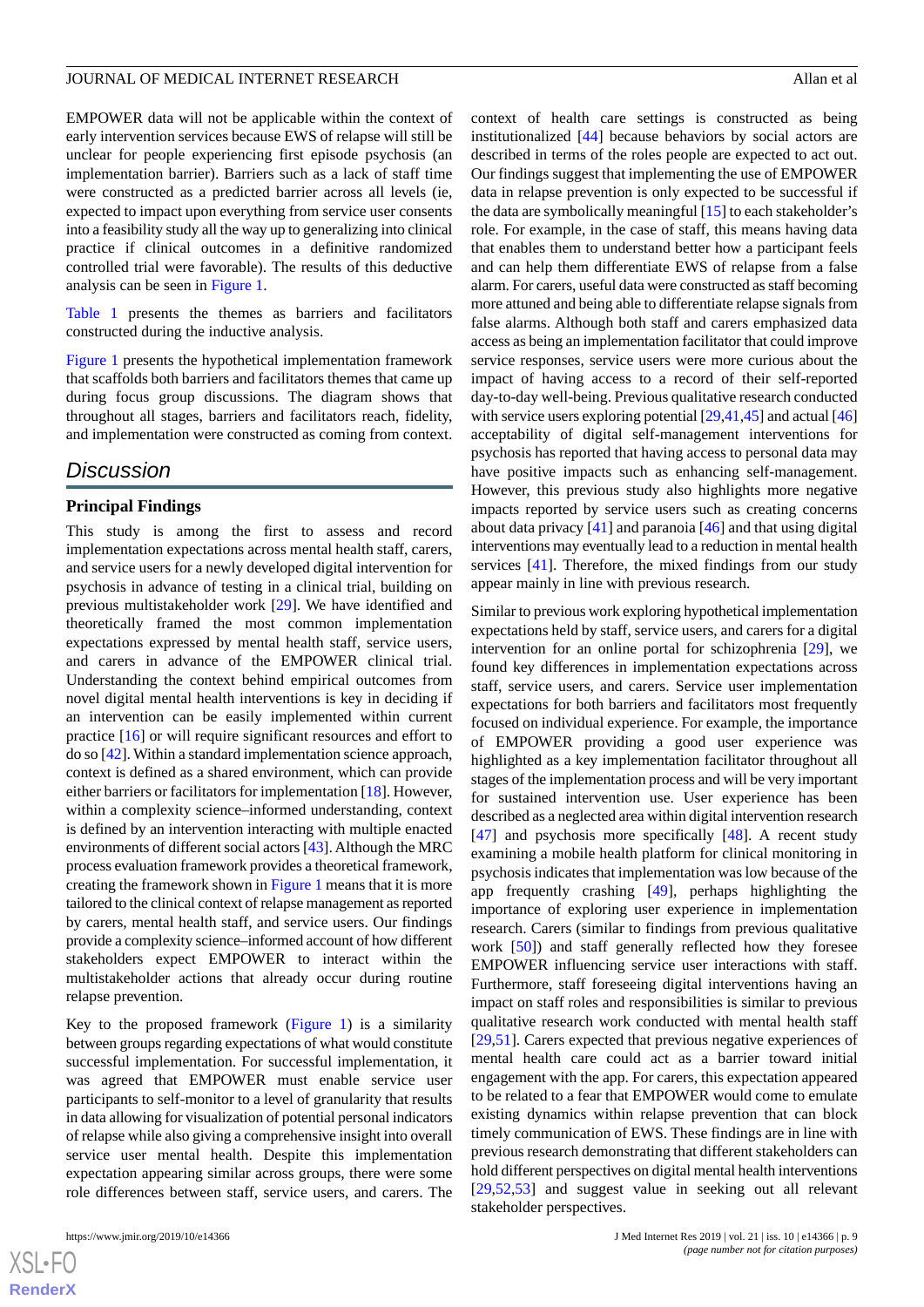EMPOWER data will not be applicable within the context of early intervention services because EWS of relapse will still be unclear for people experiencing first episode psychosis (an implementation barrier). Barriers such as a lack of staff time were constructed as a predicted barrier across all levels (ie, expected to impact upon everything from service user consents into a feasibility study all the way up to generalizing into clinical practice if clinical outcomes in a definitive randomized controlled trial were favorable). The results of this deductive analysis can be seen in Figure 1.

Table 1 presents the themes as barriers and facilitators constructed during the inductive analysis.

Figure 1 presents the hypothetical implementation framework that scaffolds both barriers and facilitators themes that came up during focus group discussions. The diagram shows that throughout all stages, barriers and facilitators reach, fidelity, and implementation were constructed as coming from context.

## Discussion

### Principal Findings

This study is among the first to assess and record implementation expectations across mental health staff, carers, and service users for a newly developed digital intervention for psychosis in advance of testing in a clinical trial, building on previous multistakeholder work [29]. We have identified and theoretically framed the most common implementation expectations expressed by mental health staff, service users, and carers in advance of the EMPOWER clinical trial. Understanding the context behind empirical outcomes from novel digital mental health interventions is key in deciding if an intervention can be easily implemented within current practice [16] or will require significant resources and effort to do so [42]. Within a standard implementation science approach, context is defined as a shared environment, which can provide either barriers or facilitators for implementation [18]. However, within a complexity science–informed understanding, context is defined by an intervention interacting with multiple enacted environments of different social actors [43]. Although the MRC process evaluation framework provides a theoretical framework, creating the framework shown in Figure 1 means that it is more tailored to the clinical context of relapse management as reported by carers, mental health staff, and service users. Our findings provide a complexity science–informed account of how different stakeholders expect EMPOWER to interact within the multistakeholder actions that already occur during routine relapse prevention.

Key to the proposed framework (Figure 1) is a similarity between groups regarding expectations of what would constitute successful implementation. For successful implementation, it was agreed that EMPOWER must enable service user participants to self-monitor to a level of granularity that results in data allowing for visualization of potential personal indicators of relapse while also giving a comprehensive insight into overall service user mental health. Despite this implementation expectation appearing similar across groups, there were some role differences between staff, service users, and carers. The context of health care settings is constructed as being institutionalized [44] because behaviors by social actors are described in terms of the roles people are expected to act out. Our findings suggest that implementing the use of EMPOWER data in relapse prevention is only expected to be successful if the data are symbolically meaningful [15] to each stakeholder's role. For example, in the case of staff, this means having data that enables them to understand better how a participant feels and can help them differentiate EWS of relapse from a false alarm. For carers, useful data were constructed as staff becoming more attuned and being able to differentiate relapse signals from false alarms. Although both staff and carers emphasized data access as being an implementation facilitator that could improve service responses, service users were more curious about the impact of having access to a record of their self-reported day-to-day well-being. Previous qualitative research conducted with service users exploring potential [29,41,45] and actual [46] acceptability of digital self-management interventions for psychosis has reported that having access to personal data may have positive impacts such as enhancing self-management. However, this previous study also highlights more negative impacts reported by service users such as creating concerns about data privacy [41] and paranoia [46] and that using digital interventions may eventually lead to a reduction in mental health services [41]. Therefore, the mixed findings from our study appear mainly in line with previous research.

Similar to previous work exploring hypothetical implementation expectations held by staff, service users, and carers for a digital intervention for an online portal for schizophrenia [29], we found key differences in implementation expectations across staff, service users, and carers. Service user implementation expectations for both barriers and facilitators most frequently focused on individual experience. For example, the importance of EMPOWER providing a good user experience was highlighted as a key implementation facilitator throughout all stages of the implementation process and will be very important for sustained intervention use. User experience has been described as a neglected area within digital intervention research [47] and psychosis more specifically [48]. A recent study examining a mobile health platform for clinical monitoring in psychosis indicates that implementation was low because of the app frequently crashing [49], perhaps highlighting the importance of exploring user experience in implementation research. Carers (similar to findings from previous qualitative work [50]) and staff generally reflected how they foresee EMPOWER influencing service user interactions with staff. Furthermore, staff foreseeing digital interventions having an impact on staff roles and responsibilities is similar to previous qualitative research work conducted with mental health staff [29,51]. Carers expected that previous negative experiences of mental health care could act as a barrier toward initial engagement with the app. For carers, this expectation appeared to be related to a fear that EMPOWER would come to emulate existing dynamics within relapse prevention that can block timely communication of EWS. These findings are in line with previous research demonstrating that different stakeholders can hold different perspectives on digital mental health interventions [29,52,53] and suggest value in seeking out all relevant stakeholder perspectives.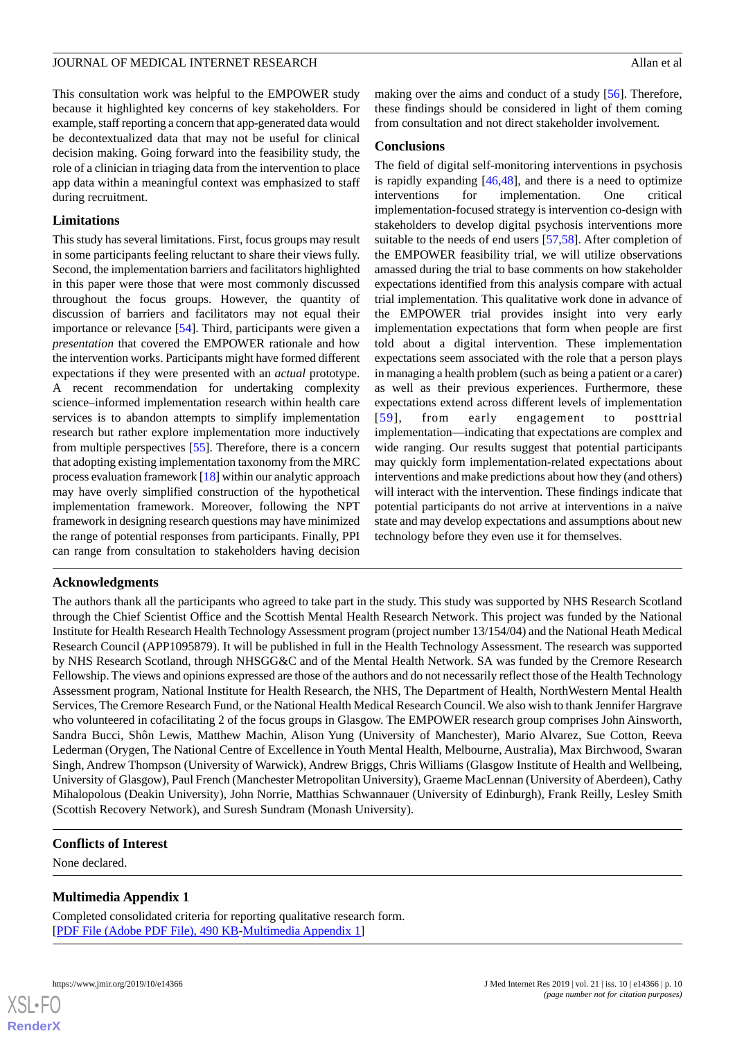This consultation work was helpful to the EMPOWER study because it highlighted key concerns of key stakeholders. For example, staff reporting a concern that app-generated data would be decontextualized data that may not be useful for clinical decision making. Going forward into the feasibility study, the role of a clinician in triaging data from the intervention to place app data within a meaningful context was emphasized to staff during recruitment.

### Limitations

This study has several limitations. First, focus groups may result in some participants feeling reluctant to share their views fully. Second, the implementation barriers and facilitators highlighted in this paper were those that were most commonly discussed throughout the focus groups. However, the quantity of discussion of barriers and facilitators may not equal their importance or relevance [54]. Third, participants were given a *presentation* that covered the EMPOWER rationale and how the intervention works. Participants might have formed different expectations if they were presented with an *actual* prototype. A recent recommendation for undertaking complexity science–informed implementation research within health care services is to abandon attempts to simplify implementation research but rather explore implementation more inductively from multiple perspectives [55]. Therefore, there is a concern that adopting existing implementation taxonomy from the MRC process evaluation framework [18] within our analytic approach may have overly simplified construction of the hypothetical implementation framework. Moreover, following the NPT framework in designing research questions may have minimized the range of potential responses from participants. Finally, PPI can range from consultation to stakeholders having decision making over the aims and conduct of a study [56]. Therefore, these findings should be considered in light of them coming from consultation and not direct stakeholder involvement.

### Conclusions

The field of digital self-monitoring interventions in psychosis is rapidly expanding [46,48], and there is a need to optimize interventions for implementation. One critical implementation-focused strategy is intervention co-design with stakeholders to develop digital psychosis interventions more suitable to the needs of end users [57,58]. After completion of the EMPOWER feasibility trial, we will utilize observations amassed during the trial to base comments on how stakeholder expectations identified from this analysis compare with actual trial implementation. This qualitative work done in advance of the EMPOWER trial provides insight into very early implementation expectations that form when people are first told about a digital intervention. These implementation expectations seem associated with the role that a person plays in managing a health problem (such as being a patient or a carer) as well as their previous experiences. Furthermore, these expectations extend across different levels of implementation [59], from early engagement to posttrial implementation—indicating that expectations are complex and wide ranging. Our results suggest that potential participants may quickly form implementation-related expectations about interventions and make predictions about how they (and others) will interact with the intervention. These findings indicate that potential participants do not arrive at interventions in a naïve state and may develop expectations and assumptions about new technology before they even use it for themselves.

## Acknowledgments

The authors thank all the participants who agreed to take part in the study. This study was supported by NHS Research Scotland through the Chief Scientist Office and the Scottish Mental Health Research Network. This project was funded by the National Institute for Health Research Health Technology Assessment program (project number 13/154/04) and the National Heath Medical Research Council (APP1095879). It will be published in full in the Health Technology Assessment. The research was supported by NHS Research Scotland, through NHSGG&C and of the Mental Health Network. SA was funded by the Cremore Research Fellowship. The views and opinions expressed are those of the authors and do not necessarily reflect those of the Health Technology Assessment program, National Institute for Health Research, the NHS, The Department of Health, NorthWestern Mental Health Services, The Cremore Research Fund, or the National Health Medical Research Council. We also wish to thank Jennifer Hargrave who volunteered in cofacilitating 2 of the focus groups in Glasgow. The EMPOWER research group comprises John Ainsworth, Sandra Bucci, Shôn Lewis, Matthew Machin, Alison Yung (University of Manchester), Mario Alvarez, Sue Cotton, Reeva Lederman (Orygen, The National Centre of Excellence in Youth Mental Health, Melbourne, Australia), Max Birchwood, Swaran Singh, Andrew Thompson (University of Warwick), Andrew Briggs, Chris Williams (Glasgow Institute of Health and Wellbeing, University of Glasgow), Paul French (Manchester Metropolitan University), Graeme MacLennan (University of Aberdeen), Cathy Mihalopolous (Deakin University), John Norrie, Matthias Schwannauer (University of Edinburgh), Frank Reilly, Lesley Smith (Scottish Recovery Network), and Suresh Sundram (Monash University).

## Conflicts of Interest

None declared.

## Multimedia Appendix 1

Completed consolidated criteria for reporting qualitative research form.
[PDF File (Adobe PDF File), 490 KB-Multimedia Appendix 1]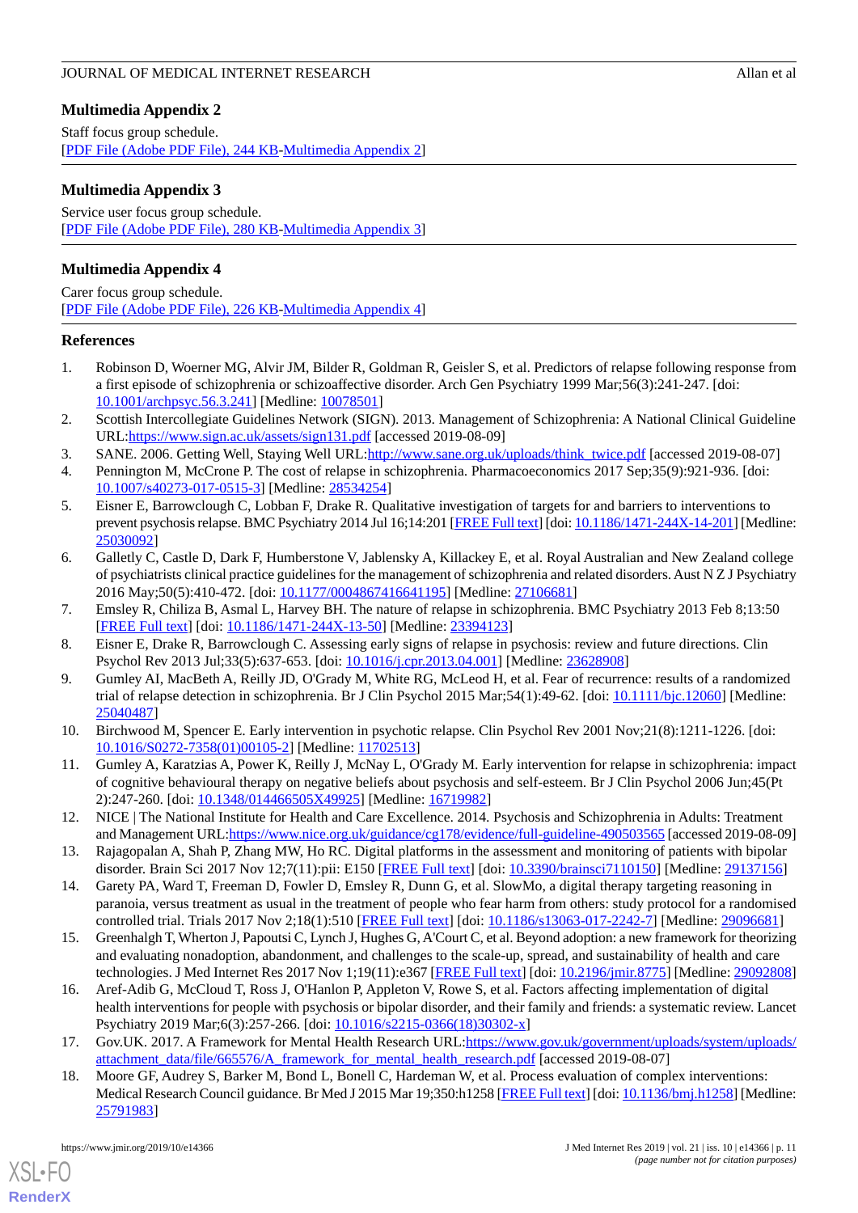## Multimedia Appendix 2

Staff focus group schedule.

[PDF File (Adobe PDF File), 244 KB-Multimedia Appendix 2]

## Multimedia Appendix 3

Service user focus group schedule.

[PDF File (Adobe PDF File), 280 KB-Multimedia Appendix 3]

## Multimedia Appendix 4

Carer focus group schedule.

[PDF File (Adobe PDF File), 226 KB-Multimedia Appendix 4]

## References

1. Robinson D, Woerner MG, Alvir JM, Bilder R, Goldman R, Geisler S, et al. Predictors of relapse following response from a first episode of schizophrenia or schizoaffective disorder. Arch Gen Psychiatry 1999 Mar;56(3):241-247. [doi: 10.1001/archpsyc.56.3.241] [Medline: 10078501]
2. Scottish Intercollegiate Guidelines Network (SIGN). 2013. Management of Schizophrenia: A National Clinical Guideline URL:https://www.sign.ac.uk/assets/sign131.pdf [accessed 2019-08-09]
3. SANE. 2006. Getting Well, Staying Well URL:http://www.sane.org.uk/uploads/think_twice.pdf [accessed 2019-08-07]
4. Pennington M, McCrone P. The cost of relapse in schizophrenia. Pharmacoeconomics 2017 Sep;35(9):921-936. [doi: 10.1007/s40273-017-0515-3] [Medline: 28534254]
5. Eisner E, Barrowclough C, Lobban F, Drake R. Qualitative investigation of targets for and barriers to interventions to prevent psychosis relapse. BMC Psychiatry 2014 Jul 16;14:201 [FREE Full text] [doi: 10.1186/1471-244X-14-201] [Medline: 25030092]
6. Galletly C, Castle D, Dark F, Humberstone V, Jablensky A, Killackey E, et al. Royal Australian and New Zealand college of psychiatrists clinical practice guidelines for the management of schizophrenia and related disorders. Aust N Z J Psychiatry 2016 May;50(5):410-472. [doi: 10.1177/0004867416641195] [Medline: 27106681]
7. Emsley R, Chiliza B, Asmal L, Harvey BH. The nature of relapse in schizophrenia. BMC Psychiatry 2013 Feb 8;13:50 [FREE Full text] [doi: 10.1186/1471-244X-13-50] [Medline: 23394123]
8. Eisner E, Drake R, Barrowclough C. Assessing early signs of relapse in psychosis: review and future directions. Clin Psychol Rev 2013 Jul;33(5):637-653. [doi: 10.1016/j.cpr.2013.04.001] [Medline: 23628908]
9. Gumley AI, MacBeth A, Reilly JD, O'Grady M, White RG, McLeod H, et al. Fear of recurrence: results of a randomized trial of relapse detection in schizophrenia. Br J Clin Psychol 2015 Mar;54(1):49-62. [doi: 10.1111/bjc.12060] [Medline: 25040487]
10. Birchwood M, Spencer E. Early intervention in psychotic relapse. Clin Psychol Rev 2001 Nov;21(8):1211-1226. [doi: 10.1016/S0272-7358(01)00105-2] [Medline: 11702513]
11. Gumley A, Karatzias A, Power K, Reilly J, McNay L, O'Grady M. Early intervention for relapse in schizophrenia: impact of cognitive behavioural therapy on negative beliefs about psychosis and self-esteem. Br J Clin Psychol 2006 Jun;45(Pt 2):247-260. [doi: 10.1348/014466505X49925] [Medline: 16719982]
12. NICE | The National Institute for Health and Care Excellence. 2014. Psychosis and Schizophrenia in Adults: Treatment and Management URL:https://www.nice.org.uk/guidance/cg178/evidence/full-guideline-490503565 [accessed 2019-08-09]
13. Rajagopalan A, Shah P, Zhang MW, Ho RC. Digital platforms in the assessment and monitoring of patients with bipolar disorder. Brain Sci 2017 Nov 12;7(11):pii: E150 [FREE Full text] [doi: 10.3390/brainsci7110150] [Medline: 29137156]
14. Garety PA, Ward T, Freeman D, Fowler D, Emsley R, Dunn G, et al. SlowMo, a digital therapy targeting reasoning in paranoia, versus treatment as usual in the treatment of people who fear harm from others: study protocol for a randomised controlled trial. Trials 2017 Nov 2;18(1):510 [FREE Full text] [doi: 10.1186/s13063-017-2242-7] [Medline: 29096681]
15. Greenhalgh T, Wherton J, Papoutsi C, Lynch J, Hughes G, A'Court C, et al. Beyond adoption: a new framework for theorizing and evaluating nonadoption, abandonment, and challenges to the scale-up, spread, and sustainability of health and care technologies. J Med Internet Res 2017 Nov 1;19(11):e367 [FREE Full text] [doi: 10.2196/jmir.8775] [Medline: 29092808]
16. Aref-Adib G, McCloud T, Ross J, O'Hanlon P, Appleton V, Rowe S, et al. Factors affecting implementation of digital health interventions for people with psychosis or bipolar disorder, and their family and friends: a systematic review. Lancet Psychiatry 2019 Mar;6(3):257-266. [doi: 10.1016/s2215-0366(18)30302-x]
17. Gov.UK. 2017. A Framework for Mental Health Research URL:https://www.gov.uk/government/uploads/system/uploads/attachment_data/file/665576/A_framework_for_mental_health_research.pdf [accessed 2019-08-07]
18. Moore GF, Audrey S, Barker M, Bond L, Bonell C, Hardeman W, et al. Process evaluation of complex interventions: Medical Research Council guidance. Br Med J 2015 Mar 19;350:h1258 [FREE Full text] [doi: 10.1136/bmj.h1258] [Medline: 25791983]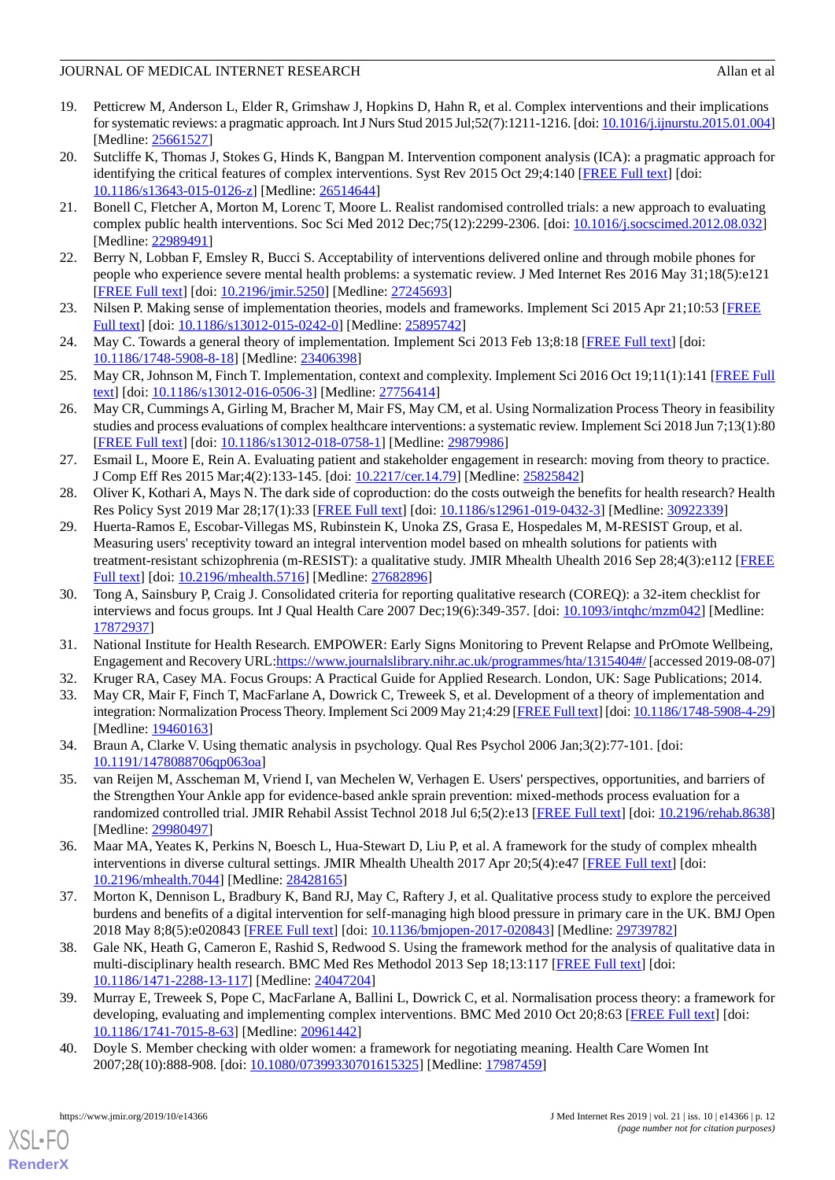19. Petticrew M, Anderson L, Elder R, Grimshaw J, Hopkins D, Hahn R, et al. Complex interventions and their implications for systematic reviews: a pragmatic approach. Int J Nurs Stud 2015 Jul;52(7):1211-1216. [doi: 10.1016/j.ijnurstu.2015.01.004] [Medline: 25661527]
20. Sutcliffe K, Thomas J, Stokes G, Hinds K, Bangpan M. Intervention component analysis (ICA): a pragmatic approach for identifying the critical features of complex interventions. Syst Rev 2015 Oct 29;4:140 [FREE Full text] [doi: 10.1186/s13643-015-0126-z] [Medline: 26514644]
21. Bonell C, Fletcher A, Morton M, Lorenc T, Moore L. Realist randomised controlled trials: a new approach to evaluating complex public health interventions. Soc Sci Med 2012 Dec;75(12):2299-2306. [doi: 10.1016/j.socscimed.2012.08.032] [Medline: 22989491]
22. Berry N, Lobban F, Emsley R, Bucci S. Acceptability of interventions delivered online and through mobile phones for people who experience severe mental health problems: a systematic review. J Med Internet Res 2016 May 31;18(5):e121 [FREE Full text] [doi: 10.2196/jmir.5250] [Medline: 27245693]
23. Nilsen P. Making sense of implementation theories, models and frameworks. Implement Sci 2015 Apr 21;10:53 [FREE Full text] [doi: 10.1186/s13012-015-0242-0] [Medline: 25895742]
24. May C. Towards a general theory of implementation. Implement Sci 2013 Feb 13;8:18 [FREE Full text] [doi: 10.1186/1748-5908-8-18] [Medline: 23406398]
25. May CR, Johnson M, Finch T. Implementation, context and complexity. Implement Sci 2016 Oct 19;11(1):141 [FREE Full text] [doi: 10.1186/s13012-016-0506-3] [Medline: 27756414]
26. May CR, Cummings A, Girling M, Bracher M, Mair FS, May CM, et al. Using Normalization Process Theory in feasibility studies and process evaluations of complex healthcare interventions: a systematic review. Implement Sci 2018 Jun 7;13(1):80 [FREE Full text] [doi: 10.1186/s13012-018-0758-1] [Medline: 29879986]
27. Esmail L, Moore E, Rein A. Evaluating patient and stakeholder engagement in research: moving from theory to practice. J Comp Eff Res 2015 Mar;4(2):133-145. [doi: 10.2217/cer.14.79] [Medline: 25825842]
28. Oliver K, Kothari A, Mays N. The dark side of coproduction: do the costs outweigh the benefits for health research? Health Res Policy Syst 2019 Mar 28;17(1):33 [FREE Full text] [doi: 10.1186/s12961-019-0432-3] [Medline: 30922339]
29. Huerta-Ramos E, Escobar-Villegas MS, Rubinstein K, Unoka ZS, Grasa E, Hospedales M, M-RESIST Group, et al. Measuring users' receptivity toward an integral intervention model based on mhealth solutions for patients with treatment-resistant schizophrenia (m-RESIST): a qualitative study. JMIR Mhealth Uhealth 2016 Sep 28;4(3):e112 [FREE Full text] [doi: 10.2196/mhealth.5716] [Medline: 27682896]
30. Tong A, Sainsbury P, Craig J. Consolidated criteria for reporting qualitative research (COREQ): a 32-item checklist for interviews and focus groups. Int J Qual Health Care 2007 Dec;19(6):349-357. [doi: 10.1093/intqhc/mzm042] [Medline: 17872937]
31. National Institute for Health Research. EMPOWER: Early Signs Monitoring to Prevent Relapse and PrOmote Wellbeing, Engagement and Recovery URL:https://www.journalslibrary.nihr.ac.uk/programmes/hta/1315404#/ [accessed 2019-08-07]
32. Kruger RA, Casey MA. Focus Groups: A Practical Guide for Applied Research. London, UK: Sage Publications; 2014.
33. May CR, Mair F, Finch T, MacFarlane A, Dowrick C, Treweek S, et al. Development of a theory of implementation and integration: Normalization Process Theory. Implement Sci 2009 May 21;4:29 [FREE Full text] [doi: 10.1186/1748-5908-4-29] [Medline: 19460163]
34. Braun A, Clarke V. Using thematic analysis in psychology. Qual Res Psychol 2006 Jan;3(2):77-101. [doi: 10.1191/1478088706qp063oa]
35. van Reijen M, Asscheman M, Vriend I, van Mechelen W, Verhagen E. Users' perspectives, opportunities, and barriers of the Strengthen Your Ankle app for evidence-based ankle sprain prevention: mixed-methods process evaluation for a randomized controlled trial. JMIR Rehabil Assist Technol 2018 Jul 6;5(2):e13 [FREE Full text] [doi: 10.2196/rehab.8638] [Medline: 29980497]
36. Maar MA, Yeates K, Perkins N, Boesch L, Hua-Stewart D, Liu P, et al. A framework for the study of complex mhealth interventions in diverse cultural settings. JMIR Mhealth Uhealth 2017 Apr 20;5(4):e47 [FREE Full text] [doi: 10.2196/mhealth.7044] [Medline: 28428165]
37. Morton K, Dennison L, Bradbury K, Band RJ, May C, Raftery J, et al. Qualitative process study to explore the perceived burdens and benefits of a digital intervention for self-managing high blood pressure in primary care in the UK. BMJ Open 2018 May 8;8(5):e020843 [FREE Full text] [doi: 10.1136/bmjopen-2017-020843] [Medline: 29739782]
38. Gale NK, Heath G, Cameron E, Rashid S, Redwood S. Using the framework method for the analysis of qualitative data in multi-disciplinary health research. BMC Med Res Methodol 2013 Sep 18;13:117 [FREE Full text] [doi: 10.1186/1471-2288-13-117] [Medline: 24047204]
39. Murray E, Treweek S, Pope C, MacFarlane A, Ballini L, Dowrick C, et al. Normalisation process theory: a framework for developing, evaluating and implementing complex interventions. BMC Med 2010 Oct 20;8:63 [FREE Full text] [doi: 10.1186/1741-7015-8-63] [Medline: 20961442]
40. Doyle S. Member checking with older women: a framework for negotiating meaning. Health Care Women Int 2007;28(10):888-908. [doi: 10.1080/07399330701615325] [Medline: 17987459]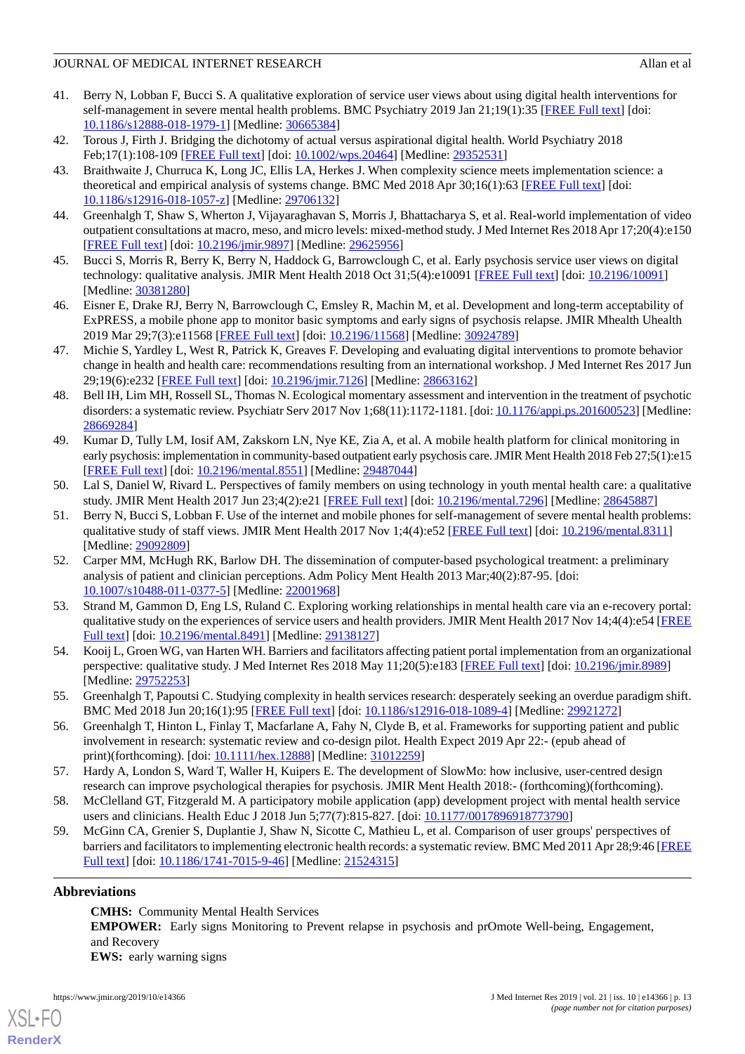41. Berry N, Lobban F, Bucci S. A qualitative exploration of service user views about using digital health interventions for self-management in severe mental health problems. BMC Psychiatry 2019 Jan 21;19(1):35 [FREE Full text] [doi: 10.1186/s12888-018-1979-1] [Medline: 30665384]
42. Torous J, Firth J. Bridging the dichotomy of actual versus aspirational digital health. World Psychiatry 2018 Feb;17(1):108-109 [FREE Full text] [doi: 10.1002/wps.20464] [Medline: 29352531]
43. Braithwaite J, Churruca K, Long JC, Ellis LA, Herkes J. When complexity science meets implementation science: a theoretical and empirical analysis of systems change. BMC Med 2018 Apr 30;16(1):63 [FREE Full text] [doi: 10.1186/s12916-018-1057-z] [Medline: 29706132]
44. Greenhalgh T, Shaw S, Wherton J, Vijayaraghavan S, Morris J, Bhattacharya S, et al. Real-world implementation of video outpatient consultations at macro, meso, and micro levels: mixed-method study. J Med Internet Res 2018 Apr 17;20(4):e150 [FREE Full text] [doi: 10.2196/jmir.9897] [Medline: 29625956]
45. Bucci S, Morris R, Berry K, Berry N, Haddock G, Barrowclough C, et al. Early psychosis service user views on digital technology: qualitative analysis. JMIR Ment Health 2018 Oct 31;5(4):e10091 [FREE Full text] [doi: 10.2196/10091] [Medline: 30381280]
46. Eisner E, Drake RJ, Berry N, Barrowclough C, Emsley R, Machin M, et al. Development and long-term acceptability of ExPRESS, a mobile phone app to monitor basic symptoms and early signs of psychosis relapse. JMIR Mhealth Uhealth 2019 Mar 29;7(3):e11568 [FREE Full text] [doi: 10.2196/11568] [Medline: 30924789]
47. Michie S, Yardley L, West R, Patrick K, Greaves F. Developing and evaluating digital interventions to promote behavior change in health and health care: recommendations resulting from an international workshop. J Med Internet Res 2017 Jun 29;19(6):e232 [FREE Full text] [doi: 10.2196/jmir.7126] [Medline: 28663162]
48. Bell IH, Lim MH, Rossell SL, Thomas N. Ecological momentary assessment and intervention in the treatment of psychotic disorders: a systematic review. Psychiatr Serv 2017 Nov 1;68(11):1172-1181. [doi: 10.1176/appi.ps.201600523] [Medline: 28669284]
49. Kumar D, Tully LM, Iosif AM, Zakskorn LN, Nye KE, Zia A, et al. A mobile health platform for clinical monitoring in early psychosis: implementation in community-based outpatient early psychosis care. JMIR Ment Health 2018 Feb 27;5(1):e15 [FREE Full text] [doi: 10.2196/mental.8551] [Medline: 29487044]
50. Lal S, Daniel W, Rivard L. Perspectives of family members on using technology in youth mental health care: a qualitative study. JMIR Ment Health 2017 Jun 23;4(2):e21 [FREE Full text] [doi: 10.2196/mental.7296] [Medline: 28645887]
51. Berry N, Bucci S, Lobban F. Use of the internet and mobile phones for self-management of severe mental health problems: qualitative study of staff views. JMIR Ment Health 2017 Nov 1;4(4):e52 [FREE Full text] [doi: 10.2196/mental.8311] [Medline: 29092809]
52. Carper MM, McHugh RK, Barlow DH. The dissemination of computer-based psychological treatment: a preliminary analysis of patient and clinician perceptions. Adm Policy Ment Health 2013 Mar;40(2):87-95. [doi: 10.1007/s10488-011-0377-5] [Medline: 22001968]
53. Strand M, Gammon D, Eng LS, Ruland C. Exploring working relationships in mental health care via an e-recovery portal: qualitative study on the experiences of service users and health providers. JMIR Ment Health 2017 Nov 14;4(4):e54 [FREE Full text] [doi: 10.2196/mental.8491] [Medline: 29138127]
54. Kooij L, Groen WG, van Harten WH. Barriers and facilitators affecting patient portal implementation from an organizational perspective: qualitative study. J Med Internet Res 2018 May 11;20(5):e183 [FREE Full text] [doi: 10.2196/jmir.8989] [Medline: 29752253]
55. Greenhalgh T, Papoutsi C. Studying complexity in health services research: desperately seeking an overdue paradigm shift. BMC Med 2018 Jun 20;16(1):95 [FREE Full text] [doi: 10.1186/s12916-018-1089-4] [Medline: 29921272]
56. Greenhalgh T, Hinton L, Finlay T, Macfarlane A, Fahy N, Clyde B, et al. Frameworks for supporting patient and public involvement in research: systematic review and co-design pilot. Health Expect 2019 Apr 22:- (epub ahead of print)(forthcoming). [doi: 10.1111/hex.12888] [Medline: 31012259]
57. Hardy A, London S, Ward T, Waller H, Kuipers E. The development of SlowMo: how inclusive, user-centred design research can improve psychological therapies for psychosis. JMIR Ment Health 2018:- (forthcoming)(forthcoming).
58. McClelland GT, Fitzgerald M. A participatory mobile application (app) development project with mental health service users and clinicians. Health Educ J 2018 Jun 5;77(7):815-827. [doi: 10.1177/0017896918773790]
59. McGinn CA, Grenier S, Duplantie J, Shaw N, Sicotte C, Mathieu L, et al. Comparison of user groups' perspectives of barriers and facilitators to implementing electronic health records: a systematic review. BMC Med 2011 Apr 28;9:46 [FREE Full text] [doi: 10.1186/1741-7015-9-46] [Medline: 21524315]

## Abbreviations

**CMHS:** Community Mental Health Services
**EMPOWER:** Early signs Monitoring to Prevent relapse in psychosis and prOmote Well-being, Engagement, and Recovery
**EWS:** early warning signs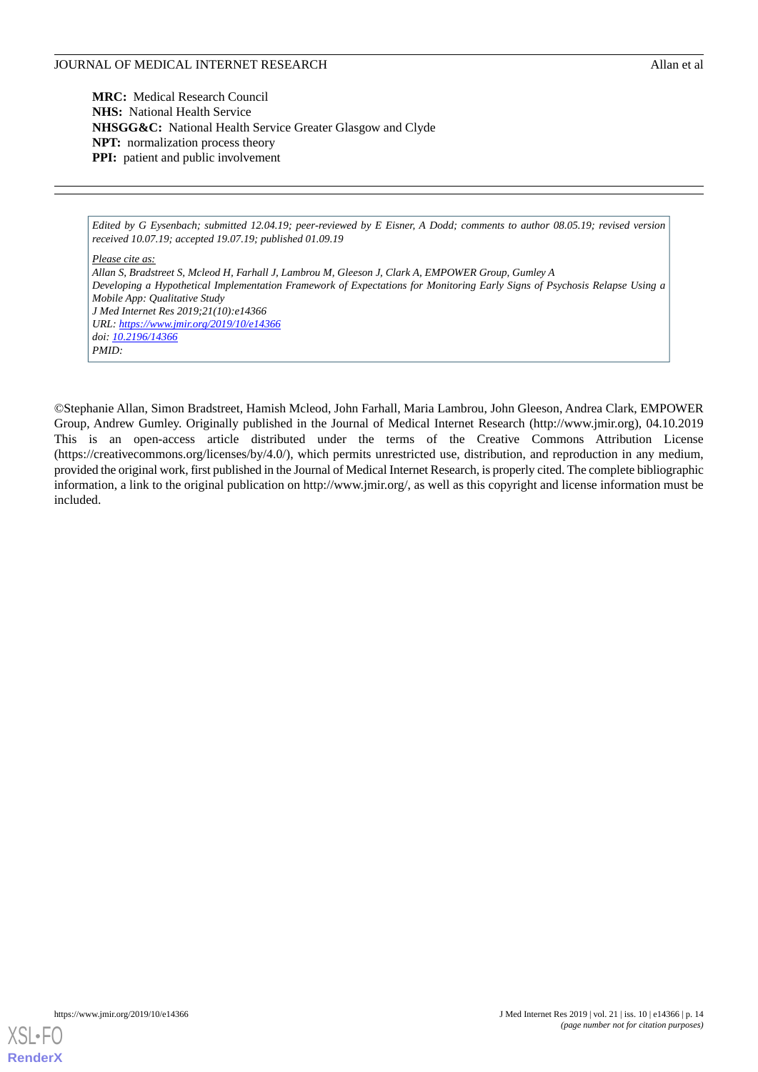**MRC:** Medical Research Council
**NHS:** National Health Service
**NHSGG&C:** National Health Service Greater Glasgow and Clyde
**NPT:** normalization process theory
**PPI:** patient and public involvement

---

*Edited by G Eysenbach; submitted 12.04.19; peer-reviewed by E Eisner, A Dodd; comments to author 08.05.19; revised version received 10.07.19; accepted 19.07.19; published 01.09.19*

*Please cite as:*
*Allan S, Bradstreet S, Mcleod H, Farhall J, Lambrou M, Gleeson J, Clark A, EMPOWER Group, Gumley A*
*Developing a Hypothetical Implementation Framework of Expectations for Monitoring Early Signs of Psychosis Relapse Using a Mobile App: Qualitative Study*
*J Med Internet Res 2019;21(10):e14366*
*URL: https://www.jmir.org/2019/10/e14366*
*doi: 10.2196/14366*
*PMID:*

©Stephanie Allan, Simon Bradstreet, Hamish Mcleod, John Farhall, Maria Lambrou, John Gleeson, Andrea Clark, EMPOWER Group, Andrew Gumley. Originally published in the Journal of Medical Internet Research (http://www.jmir.org), 04.10.2019 This is an open-access article distributed under the terms of the Creative Commons Attribution License (https://creativecommons.org/licenses/by/4.0/), which permits unrestricted use, distribution, and reproduction in any medium, provided the original work, first published in the Journal of Medical Internet Research, is properly cited. The complete bibliographic information, a link to the original publication on http://www.jmir.org/, as well as this copyright and license information must be included.